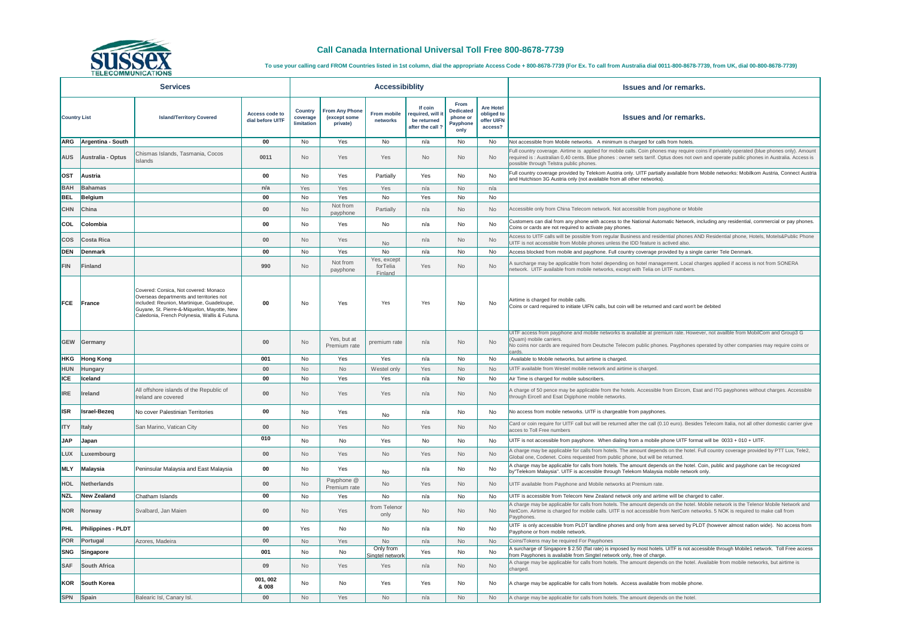# Call Canada International Universal Toll Free 800-8678-7739

**To use your calling card FROM Countries listed in 1st column, dial the appropriate Access Code + 800-8678-7739 (For Ex. To call from Australia dial 0011-800-8678-7739, from UK, dial 00-800-8678-7739)**

| Services | | | | Accessibiblity | | | | | | Issues and /or remarks. |
|---|---|---|---|---|---|---|---|---|---|---|
| Country List | | Island/Territory Covered | Access code to dial before UITF | Country coverage limitation | From Any Phone (except some private) | From mobile networks | If coin required, will it be returned after the call ? | From Dedicated phone or Payphone only | Are Hotel obliged to offer UIFN access? | Issues and /or remarks. |
| ARG | Argentina - South | | 00 | No | Yes | No | n/a | No | No | Not accessible from Mobile networks. A minimum is charged for calls from hotels. |
| AUS | Australia - Optus | Chismas Islands, Tasmania, Cocos Islands | 0011 | No | Yes | Yes | No | No | No | Full country coverage. Airtime is applied for mobile calls. Coin phones may require coins if privately operated (blue phones only). Amount required is : Australian 0,40 cents. Blue phones : owner sets tarrif. Optus does not own and operate public phones in Australia. Access is possible through Telstra public phones. |
| OST | Austria | | 00 | No | Yes | Partially | Yes | No | No | Full country coverage provided by Telekom Austria only. UITF partially available from Mobile networks: Mobilkom Austria, Connect Austria and Hutchison 3G Austria only (not available from all other networks). |
| BAH | Bahamas | | n/a | Yes | Yes | Yes | n/a | No | n/a | |
| BEL | Belgium | | 00 | No | Yes | No | Yes | No | No | |
| CHN | China | | 00 | No | Not from payphone | Partially | n/a | No | No | Accessible only from China Telecom network. Not accessible from payphone or Mobile |
| COL | Colombia | | 00 | No | Yes | No | n/a | No | No | Customers can dial from any phone with access to the National Automatic Network, including any residential, commercial or pay phones. Coins or cards are not required to activate pay phones. |
| COS | Costa Rica | | 00 | No | Yes | No | n/a | No | No | Access to UITF calls will be possible from regular Business and residential phones AND Residential phone, Hotels, Motels&Public Phone UITF is not accessible from Mobile phones unless the IDD feature is actived also. |
| DEN | Denmark | | 00 | No | Yes | No | n/a | No | No | Access blocked from mobile and payphone. Full country coverage provided by a single carrier Tele Denmark. |
| FIN | Finland | | 990 | No | Not from payphone | Yes, except forTelia Finland | Yes | No | No | A surcharge may be applicable from hotel depending on hotel management. Local charges applied if access is not from SONERA network. UITF available from mobile networks, except with Telia on UITF numbers. |
| FCE | France | Covered: Corsica, Not covered: Monaco Overseas departments and territories not included: Reunion, Martinique, Guadeloupe, Guyane, St. Pierre-&-Miquelon, Mayotte, New Caledonia, French Polynesia, Wallis & Futuna. | 00 | No | Yes | Yes | Yes | No | No | Airtime is charged for mobile calls. Coins or card required to initiate UIFN calls, but coin will be returned and card won't be debited |
| GEW | Germany | | 00 | No | Yes, but at Premium rate | premium rate | n/a | No | No | UITF access from payphone and mobile networks is available at premium rate. However, not availble from MobilCom and Group3 G (Quam) mobile carriers. No coins nor cards are required from Deutsche Telecom public phones. Payphones operated by other companies may require coins or cards. |
| HKG | Hong Kong | | 001 | No | Yes | Yes | n/a | No | No | Available to Mobile networks, but airtime is charged. |
| HUN | Hungary | | 00 | No | No | Westel only | Yes | No | No | UITF available from Westel mobile network and airtime is charged. |
| ICE | Iceland | | 00 | No | Yes | Yes | n/a | No | No | Air Time is charged for mobile subscribers. |
| IRE | Ireland | All offshore islands of the Republic of Ireland are covered | 00 | No | Yes | Yes | n/a | No | No | A charge of 50 pence may be applicable from the hotels. Accessible from Eircom, Esat and ITG payphones without charges. Accessible through Eircell and Esat Digiphone mobile networks. |
| ISR | Israel-Bezeq | No cover Palestinian Territories | 00 | No | Yes | No | n/a | No | No | No access from mobile networks. UITF is chargeable from payphones. |
| ITY | Italy | San Marino, Vatican City | 00 | No | Yes | No | Yes | No | No | Card or coin require for UITF call but will be returned after the call (0.10 euro). Besides Telecom Italia, not all other domestic carrier give acces to Toll Free numbers |
| JAP | Japan | | 010 | No | No | Yes | No | No | No | UITF is not accessible from payphone. When dialing from a mobile phone UITF format will be 0033 + 010 + UITF. |
| LUX | Luxembourg | | 00 | No | Yes | No | Yes | No | No | A charge may be applicable for calls from hotels. The amount depends on the hotel. Full country coverage provided by PTT Lux, Tele2, Global one, Codenet. Coins requested from public phone, but will be returned. |
| MLY | Malaysia | Peninsular Malaysia and East Malaysia | 00 | No | Yes | No | n/a | No | No | A charge may be applicable for calls from hotels. The amount depends on the hotel. Coin, public and payphone can be recognized by"Telekom Malaysia". UITF is accessible through Telekom Malaysia mobile network only. |
| HOL | Netherlands | | 00 | No | Payphone @ Premium rate | No | Yes | No | No | UITF available from Payphone and Mobile networks at Premium rate. |
| NZL | New Zealand | Chatham Islands | 00 | No | Yes | No | n/a | No | No | UITF is accessible from Telecom New Zealand netwok only and airtime will be charged to caller. |
| NOR | Norway | Svalbard, Jan Maien | 00 | No | Yes | from Telenor only | No | No | No | A charge may be applicable for calls from hotels. The amount depends on the hotel. Mobile network is the Telenor Mobile Network and NetCom. Airtime is charged for mobile calls. UITF is not accessible from NetCom networks. 5 NOK is required to make call from Payphones. |
| PHL | Philippines - PLDT | | 00 | Yes | No | No | n/a | No | No | UITF is only accessible from PLDT landline phones and only from area served by PLDT (however almost nation wide). No access from Payphone or from mobile network. |
| POR | Portugal | Azores, Madeira | 00 | No | Yes | No | n/a | No | No | Coins/Tokens may be required For Payphones |
| SNG | Singapore | | 001 | No | No | Only from Singtel network | Yes | No | No | A surcharge of Singapore $ 2.50 (flat rate) is imposed by most hotels. UITF is not accessible through Mobile1 network. Toll Free access from Payphones is available from Singtel network only, free of charge. |
| SAF | South Africa | | 09 | No | Yes | Yes | n/a | No | No | A charge may be applicable for calls from hotels. The amount depends on the hotel. Available from mobile networks, but airtime is charged. |
| KOR | South Korea | | 001, 002 & 008 | No | No | Yes | Yes | No | No | A charge may be applicable for calls from hotels. Access available from mobile phone. |
| SPN | Spain | Balearic Isl, Canary Isl. | 00 | No | Yes | No | n/a | No | No | A charge may be applicable for calls from hotels. The amount depends on the hotel. |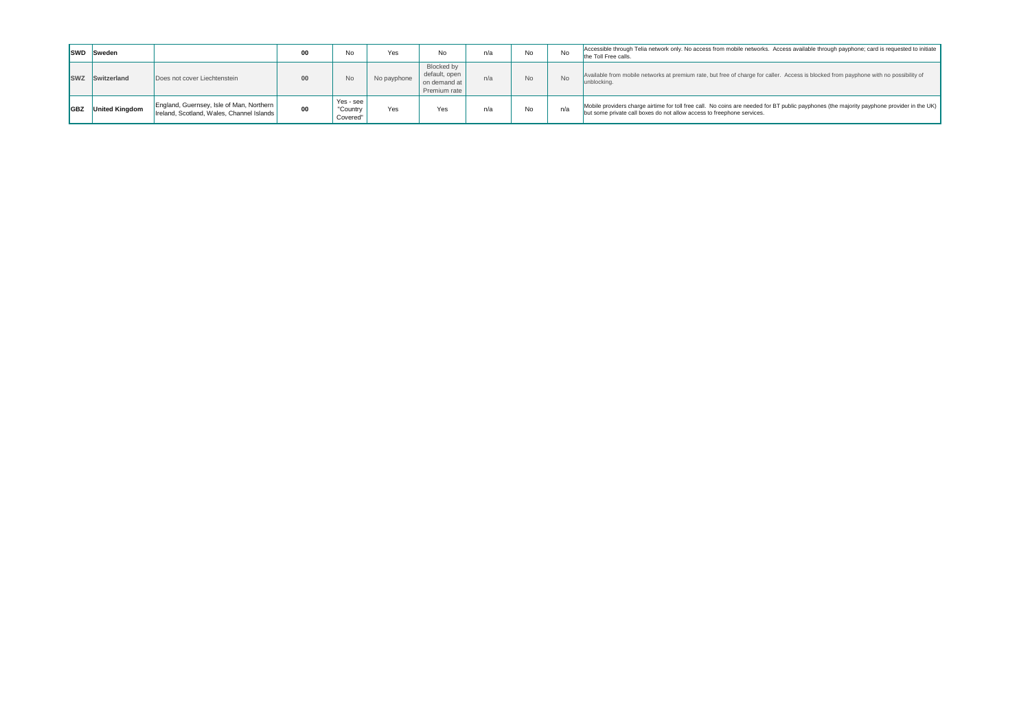| | | | | | | | | | | |
|---|---|---|---|---|---|---|---|---|---|---|
| **SWD** | **Sweden** | | **00** | No | Yes | No | n/a | No | No | Accessible through Telia network only. No access from mobile networks. Access available through payphone; card is requested to initiate the Toll Free calls. |
| **SWZ** | **Switzerland** | Does not cover Liechtenstein | **00** | No | No payphone | Blocked by default, open on demand at Premium rate | n/a | No | No | Available from mobile networks at premium rate, but free of charge for caller. Access is blocked from payphone with no possibility of unblocking. |
| **GBZ** | **United Kingdom** | England, Guernsey, Isle of Man, Northern Ireland, Scotland, Wales, Channel Islands | **00** | Yes - see "Country Covered" | Yes | Yes | n/a | No | n/a | Mobile providers charge airtime for toll free call. No coins are needed for BT public payphones (the majority payphone provider in the UK) but some private call boxes do not allow access to freephone services. |